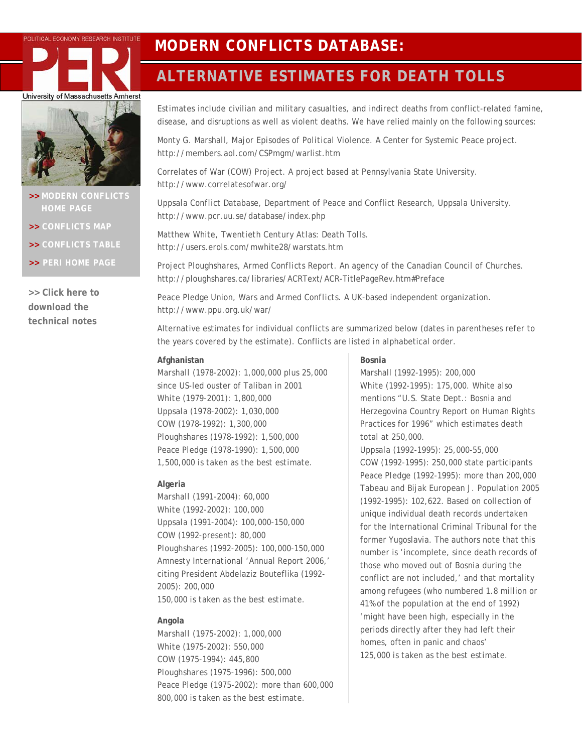POLITICAL ECONOMY RESEARCH INSTITUTE

PERI

University of Massachusetts Amherst

# MODERN CONFLICTS DATABASE:

## ALTERNATIVE ESTIMATES FOR DEATH TOLLS

>> MODERN CONFLICTS HOME PAGE

>> CONFLICTS MAP

>> CONFLICTS TABLE

>> PERI HOME PAGE

>> Click here to download the technical notes

Estimates include civilian and military casualties, and indirect deaths from conflict-related famine, disease, and disruptions as well as violent deaths. We have relied mainly on the following sources:

Monty G. Marshall, *Major Episodes of Political Violence*. A Center for Systemic Peace project. http://members.aol.com/CSPmgm/warlist.htm

Correlates of War (COW) Project. A project based at Pennsylvania State University. http://www.correlatesofwar.org/

Uppsala Conflict Database, Department of Peace and Conflict Research, Uppsala University. http://www.pcr.uu.se/database/index.php

Matthew White, *Twentieth Century Atlas: Death Tolls*. http://users.erols.com/mwhite28/warstats.htm

Project Ploughshares, *Armed Conflicts Report*. An agency of the Canadian Council of Churches. http://ploughshares.ca/libraries/ACRText/ACR-TitlePageRev.htm#Preface

Peace Pledge Union, *Wars and Armed Conflicts*. A UK-based independent organization. http://www.ppu.org.uk/war/

Alternative estimates for individual conflicts are summarized below (dates in parentheses refer to the years covered by the estimate). Conflicts are listed in alphabetical order.

**Afghanistan**

Marshall (1978-2002): 1,000,000 plus 25,000 since US-led ouster of Taliban in 2001
White (1979-2001): 1,800,000
Uppsala (1978-2002): 1,030,000
COW (1978-1992): 1,300,000
Ploughshares (1978-1992): 1,500,000
Peace Pledge (1978-1990): 1,500,000
1,500,000 is taken as the best estimate.

**Algeria**

Marshall (1991-2004): 60,000
White (1992-2002): 100,000
Uppsala (1991-2004): 100,000-150,000
COW (1992-present): 80,000
Ploughshares (1992-2005): 100,000-150,000
Amnesty International 'Annual Report 2006,' citing President Abdelaziz Bouteflika (1992-2005): 200,000
150,000 is taken as the best estimate.

**Angola**

Marshall (1975-2002): 1,000,000
White (1975-2002): 550,000
COW (1975-1994): 445,800
Ploughshares (1975-1996): 500,000
Peace Pledge (1975-2002): more than 600,000
800,000 is taken as the best estimate.

**Bosnia**

Marshall (1992-1995): 200,000
White (1992-1995): 175,000. White also mentions "U.S. State Dept.: Bosnia and Herzegovina Country Report on Human Rights Practices for 1996" which estimates death total at 250,000.
Uppsala (1992-1995): 25,000-55,000
COW (1992-1995): 250,000 state participants
Peace Pledge (1992-1995): more than 200,000
Tabeau and Bijak European J. Population 2005 (1992-1995): 102,622. Based on collection of unique individual death records undertaken for the International Criminal Tribunal for the former Yugoslavia. The authors note that this number is 'incomplete, since death records of those who moved out of Bosnia during the conflict are not included,' and that mortality among refugees (who numbered 1.8 million or 41% of the population at the end of 1992) 'might have been high, especially in the periods directly after they had left their homes, often in panic and chaos'
125,000 is taken as the best estimate.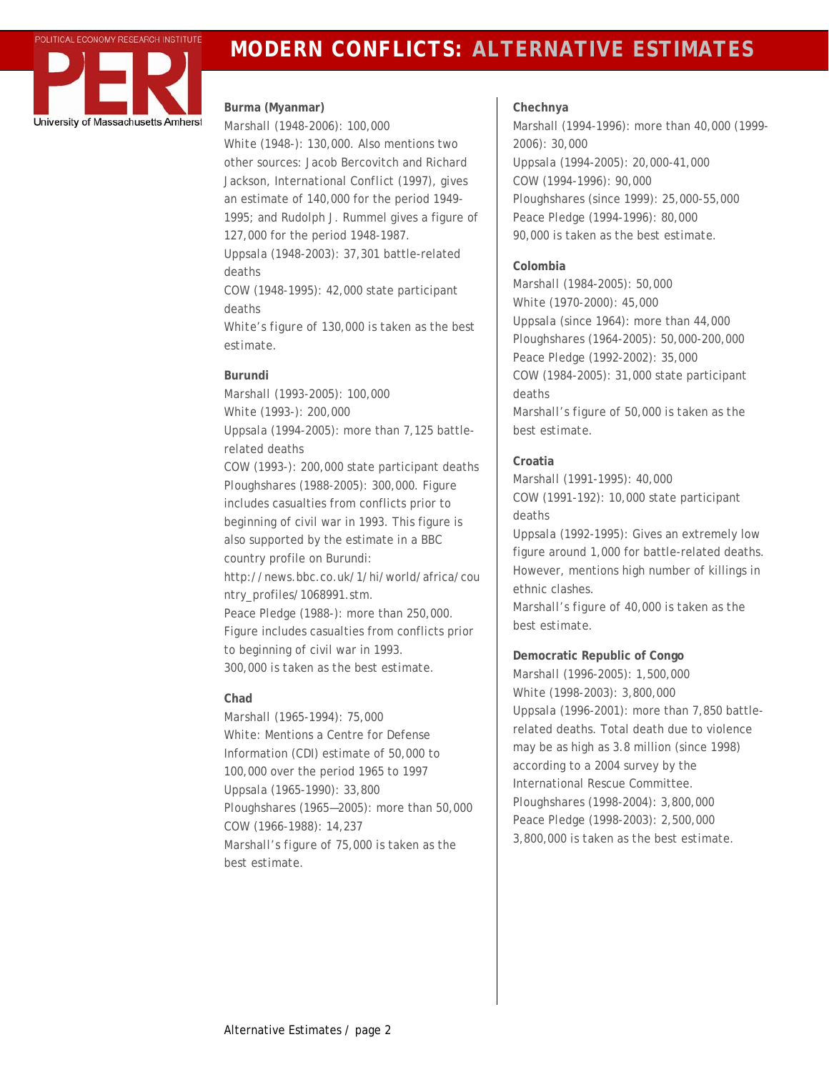**Burma (Myanmar)**

Marshall (1948-2006): 100,000

White (1948-): 130,000. Also mentions two other sources: Jacob Bercovitch and Richard Jackson, International Conflict (1997), gives an estimate of 140,000 for the period 1949-1995; and Rudolph J. Rummel gives a figure of 127,000 for the period 1948-1987.

Uppsala (1948-2003): 37,301 battle-related deaths

COW (1948-1995): 42,000 state participant deaths

White's figure of 130,000 is taken as the best estimate.

**Burundi**

Marshall (1993-2005): 100,000

White (1993-): 200,000

Uppsala (1994-2005): more than 7,125 battle-related deaths

COW (1993-): 200,000 state participant deaths

Ploughshares (1988-2005): 300,000. Figure includes casualties from conflicts prior to beginning of civil war in 1993. This figure is also supported by the estimate in a BBC country profile on Burundi: http://news.bbc.co.uk/1/hi/world/africa/country_profiles/1068991.stm.

Peace Pledge (1988-): more than 250,000. Figure includes casualties from conflicts prior to beginning of civil war in 1993.

300,000 is taken as the best estimate.

**Chad**

Marshall (1965-1994): 75,000

White: Mentions a Centre for Defense Information (CDI) estimate of 50,000 to 100,000 over the period 1965 to 1997

Uppsala (1965-1990): 33,800

Ploughshares (1965—2005): more than 50,000

COW (1966-1988): 14,237

Marshall's figure of 75,000 is taken as the best estimate.

**Chechnya**

Marshall (1994-1996): more than 40,000 (1999-2006): 30,000

Uppsala (1994-2005): 20,000-41,000

COW (1994-1996): 90,000

Ploughshares (since 1999): 25,000-55,000

Peace Pledge (1994-1996): 80,000

90,000 is taken as the best estimate.

**Colombia**

Marshall (1984-2005): 50,000

White (1970-2000): 45,000

Uppsala (since 1964): more than 44,000

Ploughshares (1964-2005): 50,000-200,000

Peace Pledge (1992-2002): 35,000

COW (1984-2005): 31,000 state participant deaths

Marshall's figure of 50,000 is taken as the best estimate.

**Croatia**

Marshall (1991-1995): 40,000

COW (1991-192): 10,000 state participant deaths

Uppsala (1992-1995): Gives an extremely low figure around 1,000 for battle-related deaths. However, mentions high number of killings in ethnic clashes.

Marshall's figure of 40,000 is taken as the best estimate.

**Democratic Republic of Congo**

Marshall (1996-2005): 1,500,000

White (1998-2003): 3,800,000

Uppsala (1996-2001): more than 7,850 battle-related deaths. Total death due to violence may be as high as 3.8 million (since 1998) according to a 2004 survey by the International Rescue Committee.

Ploughshares (1998-2004): 3,800,000

Peace Pledge (1998-2003): 2,500,000

3,800,000 is taken as the best estimate.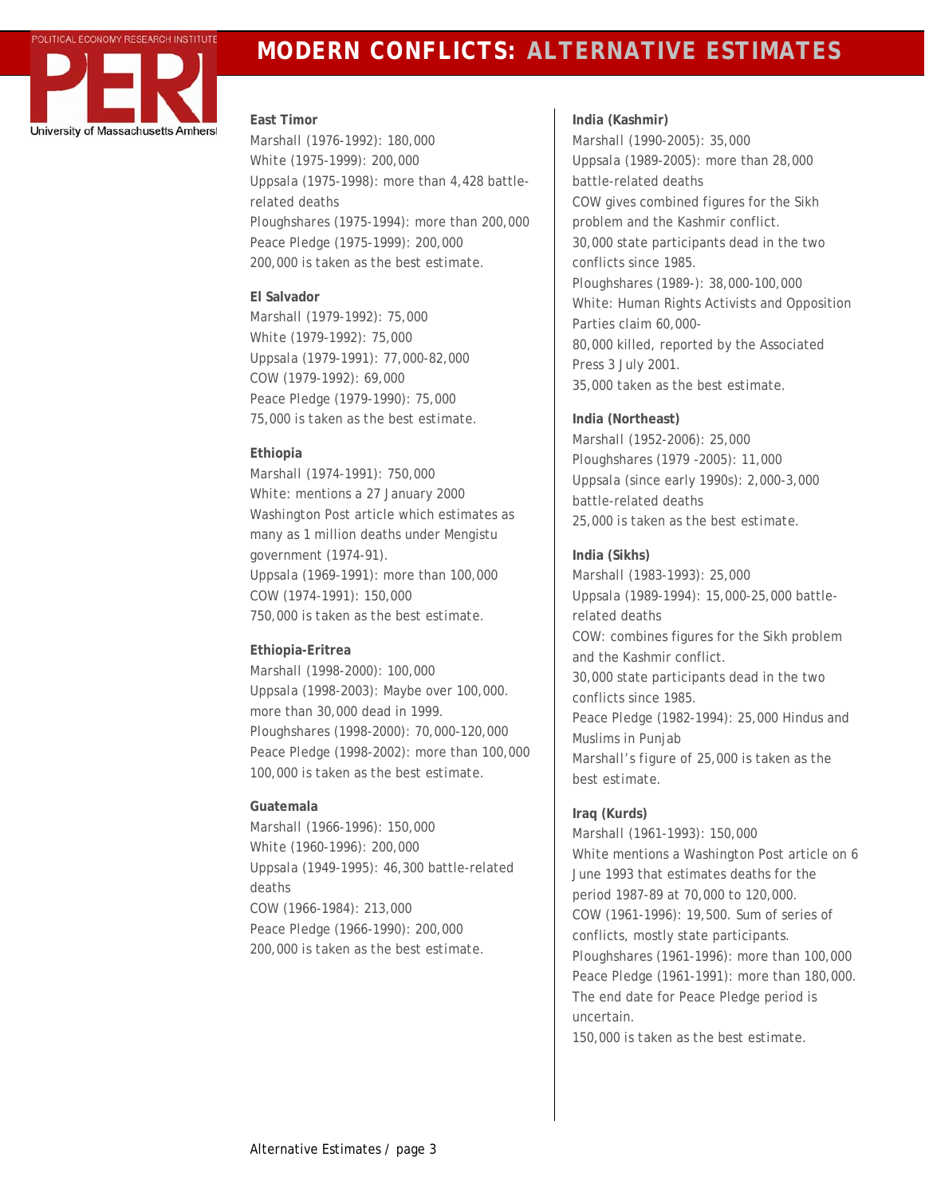**East Timor**

Marshall (1976-1992): 180,000
White (1975-1999): 200,000
Uppsala (1975-1998): more than 4,428 battle-related deaths
Ploughshares (1975-1994): more than 200,000
Peace Pledge (1975-1999): 200,000
200,000 is taken as the best estimate.

**El Salvador**

Marshall (1979-1992): 75,000
White (1979-1992): 75,000
Uppsala (1979-1991): 77,000-82,000
COW (1979-1992): 69,000
Peace Pledge (1979-1990): 75,000
75,000 is taken as the best estimate.

**Ethiopia**

Marshall (1974-1991): 750,000
White: mentions a 27 January 2000 Washington Post article which estimates as many as 1 million deaths under Mengistu government (1974-91).
Uppsala (1969-1991): more than 100,000
COW (1974-1991): 150,000
750,000 is taken as the best estimate.

**Ethiopia-Eritrea**

Marshall (1998-2000): 100,000
Uppsala (1998-2003): Maybe over 100,000. more than 30,000 dead in 1999.
Ploughshares (1998-2000): 70,000-120,000
Peace Pledge (1998-2002): more than 100,000
100,000 is taken as the best estimate.

**Guatemala**

Marshall (1966-1996): 150,000
White (1960-1996): 200,000
Uppsala (1949-1995): 46,300 battle-related deaths
COW (1966-1984): 213,000
Peace Pledge (1966-1990): 200,000
200,000 is taken as the best estimate.

**India (Kashmir)**

Marshall (1990-2005): 35,000
Uppsala (1989-2005): more than 28,000 battle-related deaths
COW gives combined figures for the Sikh problem and the Kashmir conflict.
30,000 state participants dead in the two conflicts since 1985.
Ploughshares (1989-): 38,000-100,000
White: Human Rights Activists and Opposition Parties claim 60,000-80,000 killed, reported by the Associated Press 3 July 2001.
35,000 taken as the best estimate.

**India (Northeast)**

Marshall (1952-2006): 25,000
Ploughshares (1979 -2005): 11,000
Uppsala (since early 1990s): 2,000-3,000 battle-related deaths
25,000 is taken as the best estimate.

**India (Sikhs)**

Marshall (1983-1993): 25,000
Uppsala (1989-1994): 15,000-25,000 battle-related deaths
COW: combines figures for the Sikh problem and the Kashmir conflict.
30,000 state participants dead in the two conflicts since 1985.
Peace Pledge (1982-1994): 25,000 Hindus and Muslims in Punjab
Marshall's figure of 25,000 is taken as the best estimate.

**Iraq (Kurds)**

Marshall (1961-1993): 150,000
White mentions a Washington Post article on 6 June 1993 that estimates deaths for the period 1987-89 at 70,000 to 120,000.
COW (1961-1996): 19,500. Sum of series of conflicts, mostly state participants.
Ploughshares (1961-1996): more than 100,000
Peace Pledge (1961-1991): more than 180,000. The end date for Peace Pledge period is uncertain.
150,000 is taken as the best estimate.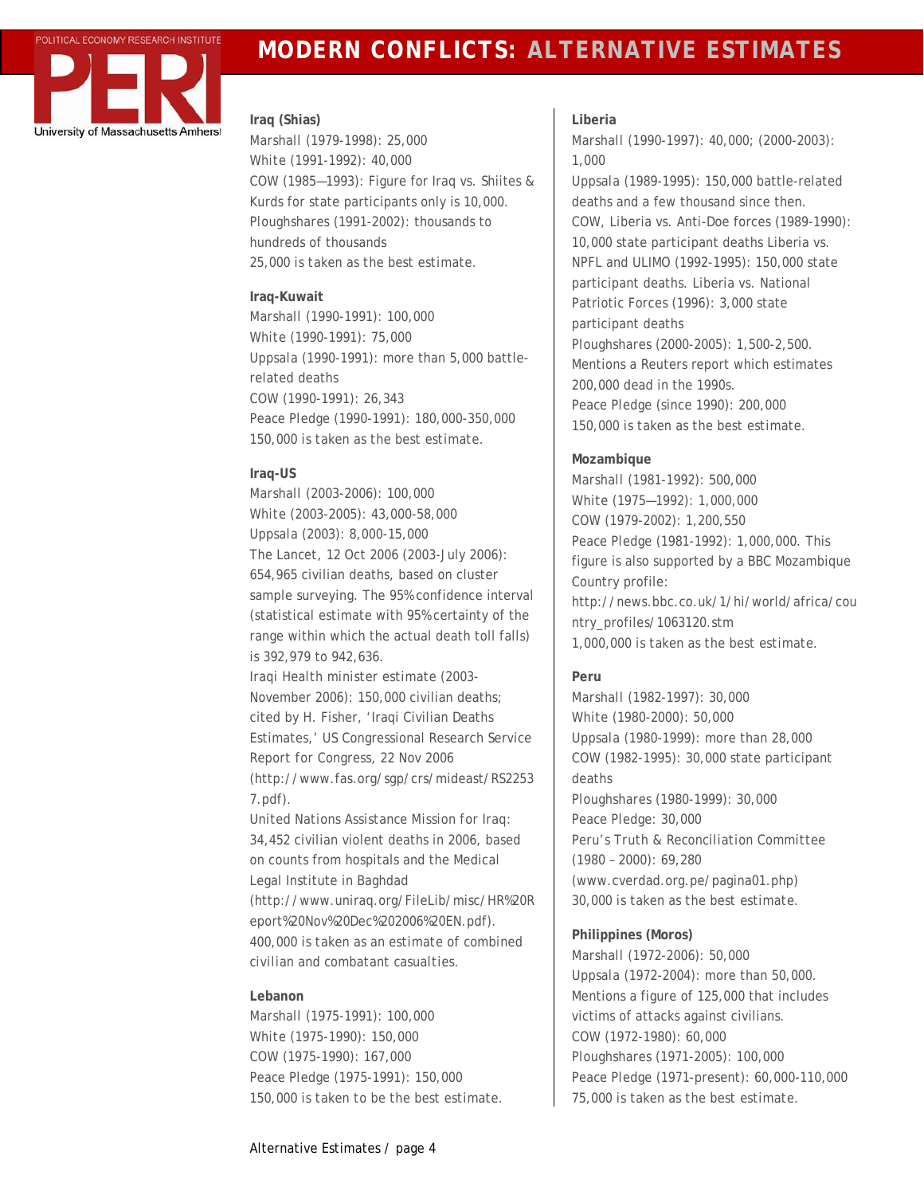# MODERN CONFLICTS: ALTERNATIVE ESTIMATES

**Iraq (Shias)**

Marshall (1979-1998): 25,000
White (1991-1992): 40,000
COW (1985—1993): Figure for Iraq vs. Shiites & Kurds for state participants only is 10,000.
Ploughshares (1991-2002): thousands to hundreds of thousands
25,000 is taken as the best estimate.

**Iraq-Kuwait**

Marshall (1990-1991): 100,000
White (1990-1991): 75,000
Uppsala (1990-1991): more than 5,000 battle-related deaths
COW (1990-1991): 26,343
Peace Pledge (1990-1991): 180,000-350,000
150,000 is taken as the best estimate.

**Iraq-US**

Marshall (2003-2006): 100,000
White (2003-2005): 43,000-58,000
Uppsala (2003): 8,000-15,000
The Lancet, 12 Oct 2006 (2003-July 2006): 654,965 civilian deaths, based on cluster sample surveying. The 95% confidence interval (statistical estimate with 95% certainty of the range within which the actual death toll falls) is 392,979 to 942,636.
Iraqi Health minister estimate (2003-November 2006): 150,000 civilian deaths; cited by H. Fisher, 'Iraqi Civilian Deaths Estimates,' US Congressional Research Service Report for Congress, 22 Nov 2006 (http://www.fas.org/sgp/crs/mideast/RS22537.pdf).
United Nations Assistance Mission for Iraq: 34,452 civilian violent deaths in 2006, based on counts from hospitals and the Medical Legal Institute in Baghdad (http://www.uniraq.org/FileLib/misc/HR%20Report%20Nov%20Dec%202006%20EN.pdf).
400,000 is taken as an estimate of combined civilian and combatant casualties.

**Lebanon**

Marshall (1975-1991): 100,000
White (1975-1990): 150,000
COW (1975-1990): 167,000
Peace Pledge (1975-1991): 150,000
150,000 is taken to be the best estimate.

**Liberia**

Marshall (1990-1997): 40,000; (2000-2003): 1,000
Uppsala (1989-1995): 150,000 battle-related deaths and a few thousand since then.
COW, Liberia vs. Anti-Doe forces (1989-1990): 10,000 state participant deaths Liberia vs. NPFL and ULIMO (1992-1995): 150,000 state participant deaths. Liberia vs. National Patriotic Forces (1996): 3,000 state participant deaths
Ploughshares (2000-2005): 1,500-2,500. Mentions a Reuters report which estimates 200,000 dead in the 1990s.
Peace Pledge (since 1990): 200,000
150,000 is taken as the best estimate.

**Mozambique**

Marshall (1981-1992): 500,000
White (1975—1992): 1,000,000
COW (1979-2002): 1,200,550
Peace Pledge (1981-1992): 1,000,000. This figure is also supported by a BBC Mozambique Country profile: http://news.bbc.co.uk/1/hi/world/africa/country_profiles/1063120.stm
1,000,000 is taken as the best estimate.

**Peru**

Marshall (1982-1997): 30,000
White (1980-2000): 50,000
Uppsala (1980-1999): more than 28,000
COW (1982-1995): 30,000 state participant deaths
Ploughshares (1980-1999): 30,000
Peace Pledge: 30,000
Peru's Truth & Reconciliation Committee (1980 – 2000): 69,280 (www.cverdad.org.pe/pagina01.php)
30,000 is taken as the best estimate.

**Philippines (Moros)**

Marshall (1972-2006): 50,000
Uppsala (1972-2004): more than 50,000. Mentions a figure of 125,000 that includes victims of attacks against civilians.
COW (1972-1980): 60,000
Ploughshares (1971-2005): 100,000
Peace Pledge (1971-present): 60,000-110,000
75,000 is taken as the best estimate.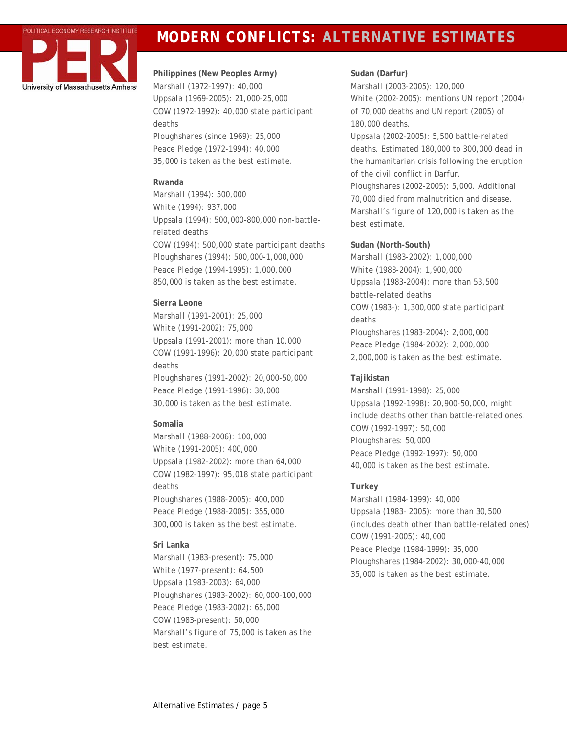# MODERN CONFLICTS: ALTERNATIVE ESTIMATES

**Philippines (New Peoples Army)**
Marshall (1972-1997): 40,000
Uppsala (1969-2005): 21,000-25,000
COW (1972-1992): 40,000 state participant deaths
Ploughshares (since 1969): 25,000
Peace Pledge (1972-1994): 40,000
35,000 is taken as the best estimate.

**Rwanda**
Marshall (1994): 500,000
White (1994): 937,000
Uppsala (1994): 500,000-800,000 non-battle-related deaths
COW (1994): 500,000 state participant deaths
Ploughshares (1994): 500,000-1,000,000
Peace Pledge (1994-1995): 1,000,000
850,000 is taken as the best estimate.

**Sierra Leone**
Marshall (1991-2001): 25,000
White (1991-2002): 75,000
Uppsala (1991-2001): more than 10,000
COW (1991-1996): 20,000 state participant deaths
Ploughshares (1991-2002): 20,000-50,000
Peace Pledge (1991-1996): 30,000
30,000 is taken as the best estimate.

**Somalia**
Marshall (1988-2006): 100,000
White (1991-2005): 400,000
Uppsala (1982-2002): more than 64,000
COW (1982-1997): 95,018 state participant deaths
Ploughshares (1988-2005): 400,000
Peace Pledge (1988-2005): 355,000
300,000 is taken as the best estimate.

**Sri Lanka**
Marshall (1983-present): 75,000
White (1977-present): 64,500
Uppsala (1983-2003): 64,000
Ploughshares (1983-2002): 60,000-100,000
Peace Pledge (1983-2002): 65,000
COW (1983-present): 50,000
Marshall's figure of 75,000 is taken as the best estimate.

**Sudan (Darfur)**
Marshall (2003-2005): 120,000
White (2002-2005): mentions UN report (2004) of 70,000 deaths and UN report (2005) of 180,000 deaths.
Uppsala (2002-2005): 5,500 battle-related deaths. Estimated 180,000 to 300,000 dead in the humanitarian crisis following the eruption of the civil conflict in Darfur.
Ploughshares (2002-2005): 5,000. Additional 70,000 died from malnutrition and disease.
Marshall's figure of 120,000 is taken as the best estimate.

**Sudan (North-South)**
Marshall (1983-2002): 1,000,000
White (1983-2004): 1,900,000
Uppsala (1983-2004): more than 53,500 battle-related deaths
COW (1983-): 1,300,000 state participant deaths
Ploughshares (1983-2004): 2,000,000
Peace Pledge (1984-2002): 2,000,000
2,000,000 is taken as the best estimate.

**Tajikistan**
Marshall (1991-1998): 25,000
Uppsala (1992-1998): 20,900-50,000, might include deaths other than battle-related ones.
COW (1992-1997): 50,000
Ploughshares: 50,000
Peace Pledge (1992-1997): 50,000
40,000 is taken as the best estimate.

**Turkey**
Marshall (1984-1999): 40,000
Uppsala (1983- 2005): more than 30,500 (includes death other than battle-related ones)
COW (1991-2005): 40,000
Peace Pledge (1984-1999): 35,000
Ploughshares (1984-2002): 30,000-40,000
35,000 is taken as the best estimate.